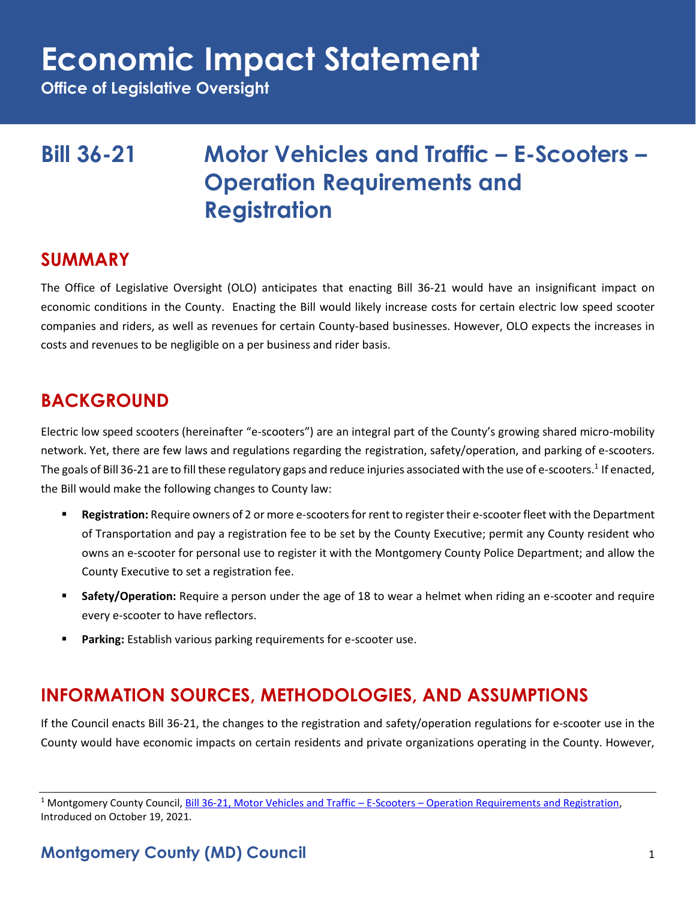# Economic Impact Statement

**Office of Legislative Oversight**

# Bill 36-21 Motor Vehicles and Traffic – E-Scooters – Operation Requirements and Registration

## SUMMARY

The Office of Legislative Oversight (OLO) anticipates that enacting Bill 36-21 would have an insignificant impact on economic conditions in the County. Enacting the Bill would likely increase costs for certain electric low speed scooter companies and riders, as well as revenues for certain County-based businesses. However, OLO expects the increases in costs and revenues to be negligible on a per business and rider basis.

## BACKGROUND

Electric low speed scooters (hereinafter "e-scooters") are an integral part of the County's growing shared micro-mobility network. Yet, there are few laws and regulations regarding the registration, safety/operation, and parking of e-scooters. The goals of Bill 36-21 are to fill these regulatory gaps and reduce injuries associated with the use of e-scooters.[1] If enacted, the Bill would make the following changes to County law:

- **Registration:** Require owners of 2 or more e-scooters for rent to register their e-scooter fleet with the Department of Transportation and pay a registration fee to be set by the County Executive; permit any County resident who owns an e-scooter for personal use to register it with the Montgomery County Police Department; and allow the County Executive to set a registration fee.
- **Safety/Operation:** Require a person under the age of 18 to wear a helmet when riding an e-scooter and require every e-scooter to have reflectors.
- **Parking:** Establish various parking requirements for e-scooter use.

## INFORMATION SOURCES, METHODOLOGIES, AND ASSUMPTIONS

If the Council enacts Bill 36-21, the changes to the registration and safety/operation regulations for e-scooter use in the County would have economic impacts on certain residents and private organizations operating in the County. However,

[1] Montgomery County Council, Bill 36-21, Motor Vehicles and Traffic – E-Scooters – Operation Requirements and Registration, Introduced on October 19, 2021.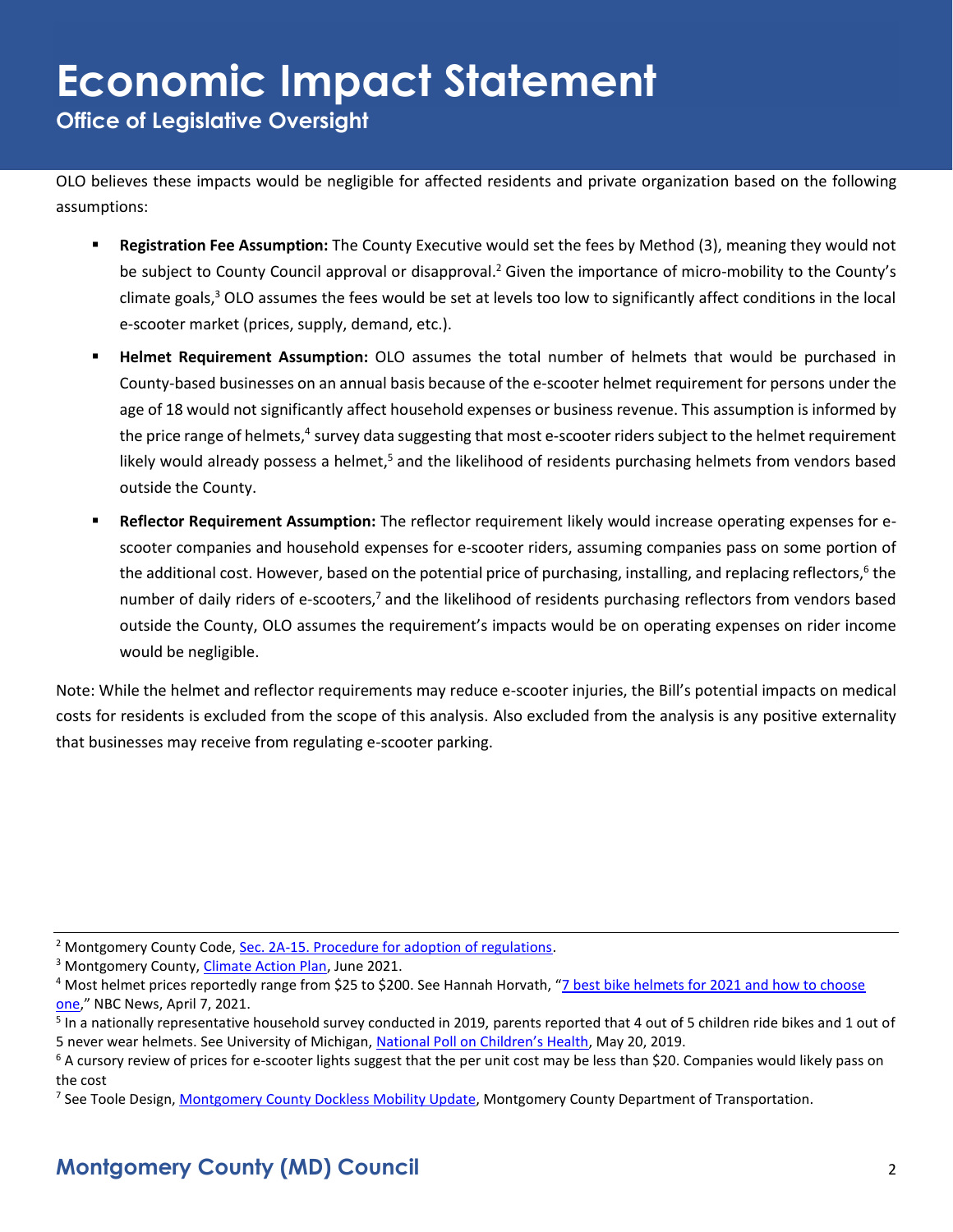OLO believes these impacts would be negligible for affected residents and private organization based on the following assumptions:

- **Registration Fee Assumption:** The County Executive would set the fees by Method (3), meaning they would not be subject to County Council approval or disapproval.[2] Given the importance of micro-mobility to the County's climate goals,[3] OLO assumes the fees would be set at levels too low to significantly affect conditions in the local e-scooter market (prices, supply, demand, etc.).
- **Helmet Requirement Assumption:** OLO assumes the total number of helmets that would be purchased in County-based businesses on an annual basis because of the e-scooter helmet requirement for persons under the age of 18 would not significantly affect household expenses or business revenue. This assumption is informed by the price range of helmets,[4] survey data suggesting that most e-scooter riders subject to the helmet requirement likely would already possess a helmet,[5] and the likelihood of residents purchasing helmets from vendors based outside the County.
- **Reflector Requirement Assumption:** The reflector requirement likely would increase operating expenses for e-scooter companies and household expenses for e-scooter riders, assuming companies pass on some portion of the additional cost. However, based on the potential price of purchasing, installing, and replacing reflectors,[6] the number of daily riders of e-scooters,[7] and the likelihood of residents purchasing reflectors from vendors based outside the County, OLO assumes the requirement's impacts would be on operating expenses on rider income would be negligible.

Note: While the helmet and reflector requirements may reduce e-scooter injuries, the Bill's potential impacts on medical costs for residents is excluded from the scope of this analysis. Also excluded from the analysis is any positive externality that businesses may receive from regulating e-scooter parking.

---

[2] Montgomery County Code, Sec. 2A-15. Procedure for adoption of regulations.

[3] Montgomery County, Climate Action Plan, June 2021.

[4] Most helmet prices reportedly range from $25 to $200. See Hannah Horvath, "7 best bike helmets for 2021 and how to choose one," NBC News, April 7, 2021.

[5] In a nationally representative household survey conducted in 2019, parents reported that 4 out of 5 children ride bikes and 1 out of 5 never wear helmets. See University of Michigan, National Poll on Children's Health, May 20, 2019.

[6] A cursory review of prices for e-scooter lights suggest that the per unit cost may be less than $20. Companies would likely pass on the cost

[7] See Toole Design, Montgomery County Dockless Mobility Update, Montgomery County Department of Transportation.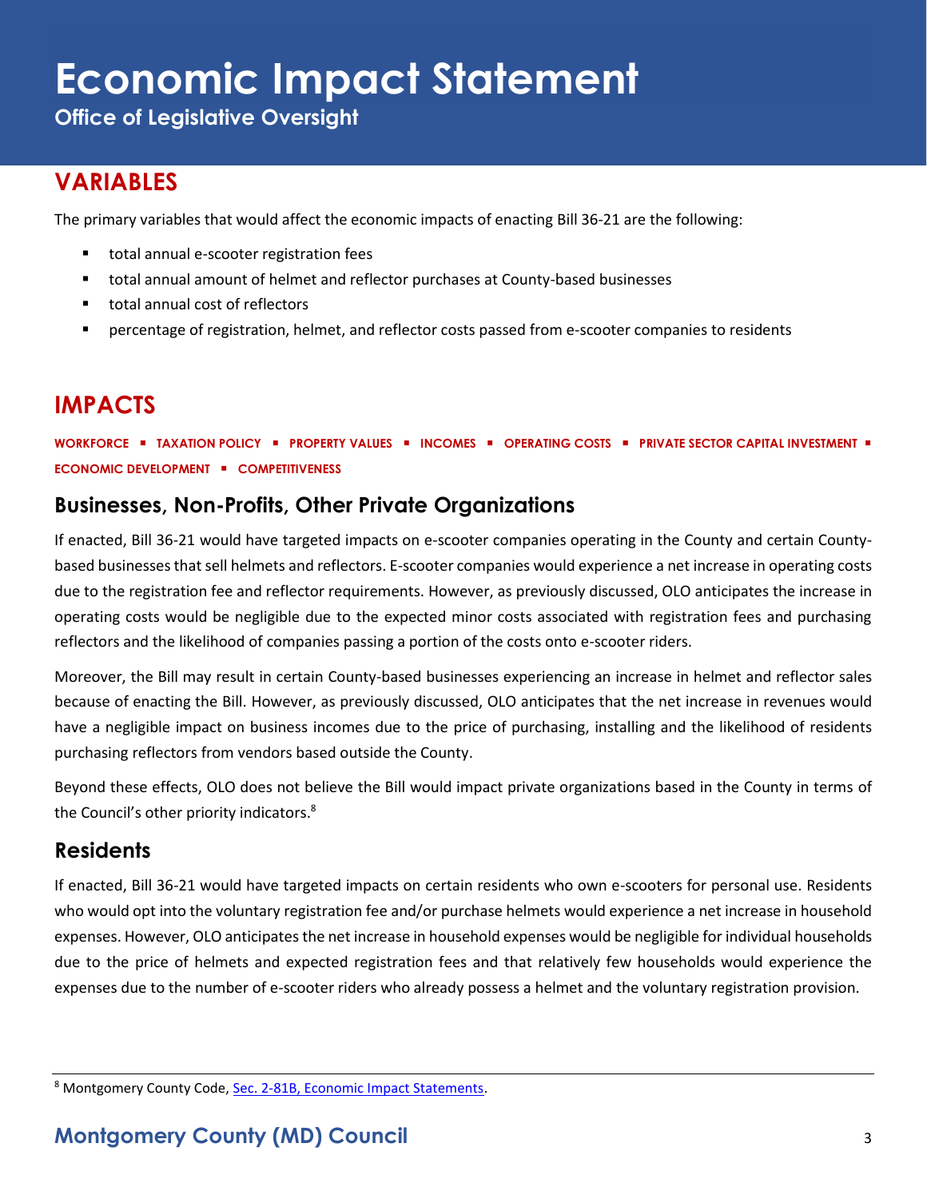## VARIABLES

The primary variables that would affect the economic impacts of enacting Bill 36-21 are the following:

- total annual e-scooter registration fees
- total annual amount of helmet and reflector purchases at County-based businesses
- total annual cost of reflectors
- percentage of registration, helmet, and reflector costs passed from e-scooter companies to residents

## IMPACTS

**WORKFORCE ▪ TAXATION POLICY ▪ PROPERTY VALUES ▪ INCOMES ▪ OPERATING COSTS ▪ PRIVATE SECTOR CAPITAL INVESTMENT ▪ ECONOMIC DEVELOPMENT ▪ COMPETITIVENESS**

### Businesses, Non-Profits, Other Private Organizations

If enacted, Bill 36-21 would have targeted impacts on e-scooter companies operating in the County and certain County-based businesses that sell helmets and reflectors. E-scooter companies would experience a net increase in operating costs due to the registration fee and reflector requirements. However, as previously discussed, OLO anticipates the increase in operating costs would be negligible due to the expected minor costs associated with registration fees and purchasing reflectors and the likelihood of companies passing a portion of the costs onto e-scooter riders.

Moreover, the Bill may result in certain County-based businesses experiencing an increase in helmet and reflector sales because of enacting the Bill. However, as previously discussed, OLO anticipates that the net increase in revenues would have a negligible impact on business incomes due to the price of purchasing, installing and the likelihood of residents purchasing reflectors from vendors based outside the County.

Beyond these effects, OLO does not believe the Bill would impact private organizations based in the County in terms of the Council's other priority indicators.[8]

### Residents

If enacted, Bill 36-21 would have targeted impacts on certain residents who own e-scooters for personal use. Residents who would opt into the voluntary registration fee and/or purchase helmets would experience a net increase in household expenses. However, OLO anticipates the net increase in household expenses would be negligible for individual households due to the price of helmets and expected registration fees and that relatively few households would experience the expenses due to the number of e-scooter riders who already possess a helmet and the voluntary registration provision.

---

[8] Montgomery County Code, Sec. 2-81B, Economic Impact Statements.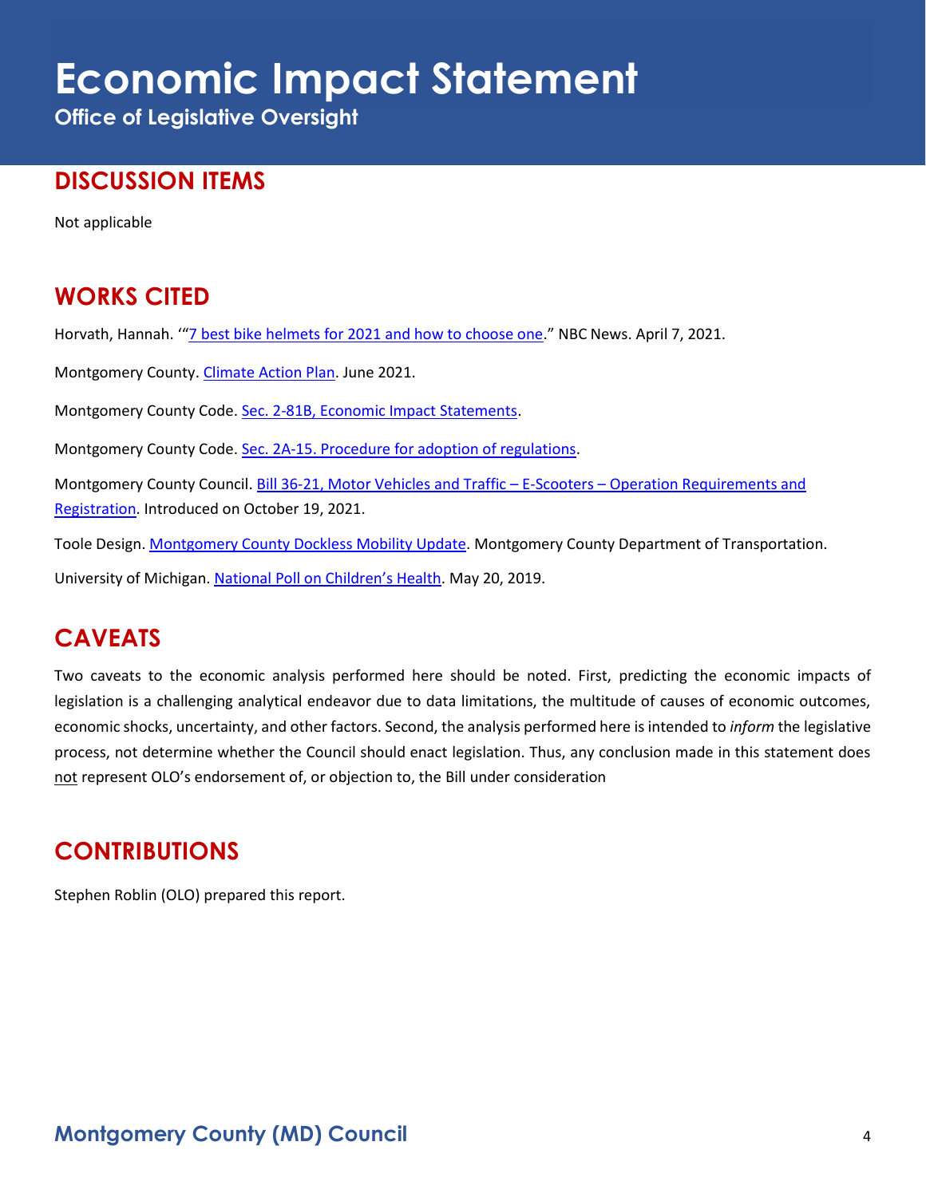# Economic Impact Statement

**Office of Legislative Oversight**

## DISCUSSION ITEMS

Not applicable

## WORKS CITED

Horvath, Hannah. '"7 best bike helmets for 2021 and how to choose one." NBC News. April 7, 2021.

Montgomery County. Climate Action Plan. June 2021.

Montgomery County Code. Sec. 2-81B, Economic Impact Statements.

Montgomery County Code. Sec. 2A-15. Procedure for adoption of regulations.

Montgomery County Council. Bill 36-21, Motor Vehicles and Traffic – E-Scooters – Operation Requirements and Registration. Introduced on October 19, 2021.

Toole Design. Montgomery County Dockless Mobility Update. Montgomery County Department of Transportation.

University of Michigan. National Poll on Children's Health. May 20, 2019.

## CAVEATS

Two caveats to the economic analysis performed here should be noted. First, predicting the economic impacts of legislation is a challenging analytical endeavor due to data limitations, the multitude of causes of economic outcomes, economic shocks, uncertainty, and other factors. Second, the analysis performed here is intended to *inform* the legislative process, not determine whether the Council should enact legislation. Thus, any conclusion made in this statement does not represent OLO's endorsement of, or objection to, the Bill under consideration

## CONTRIBUTIONS

Stephen Roblin (OLO) prepared this report.